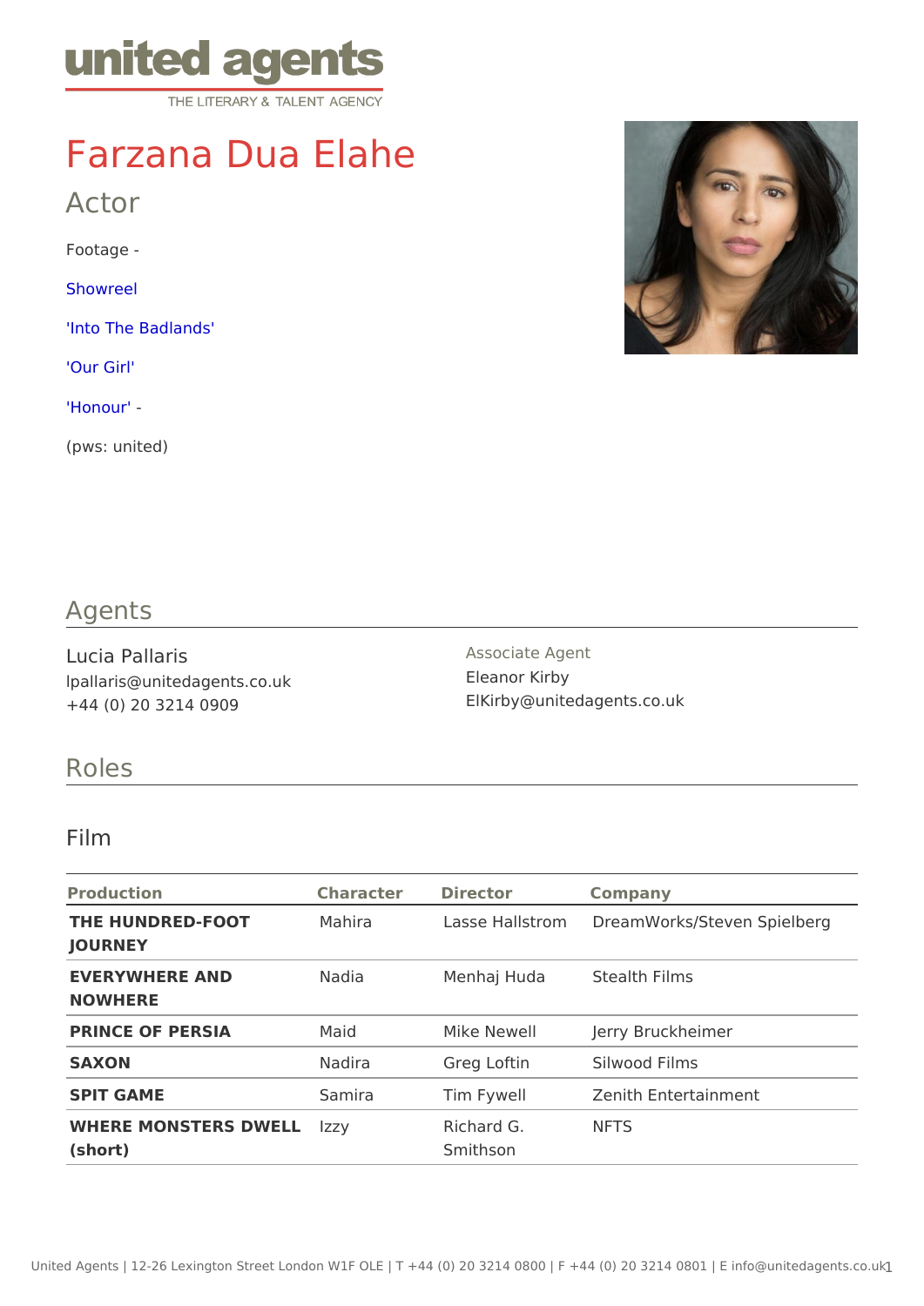united agents
THE LITERARY & TALENT AGENCY

# Farzana Dua Elahe

## Actor

Footage -

Showreel

'Into The Badlands'

'Our Girl'

'Honour' -

(pws: united)

## Agents

Lucia Pallaris
lpallaris@unitedagents.co.uk
+44 (0) 20 3214 0909

Associate Agent
Eleanor Kirby
ElKirby@unitedagents.co.uk

## Roles

### Film

| Production | Character | Director | Company |
|---|---|---|---|
| **THE HUNDRED-FOOT JOURNEY** | Mahira | Lasse Hallstrom | DreamWorks/Steven Spielberg |
| **EVERYWHERE AND NOWHERE** | Nadia | Menhaj Huda | Stealth Films |
| **PRINCE OF PERSIA** | Maid | Mike Newell | Jerry Bruckheimer |
| **SAXON** | Nadira | Greg Loftin | Silwood Films |
| **SPIT GAME** | Samira | Tim Fywell | Zenith Entertainment |
| **WHERE MONSTERS DWELL (short)** | Izzy | Richard G. Smithson | NFTS |

United Agents | 12-26 Lexington Street London W1F OLE | T +44 (0) 20 3214 0800 | F +44 (0) 20 3214 0801 | E info@unitedagents.co.uk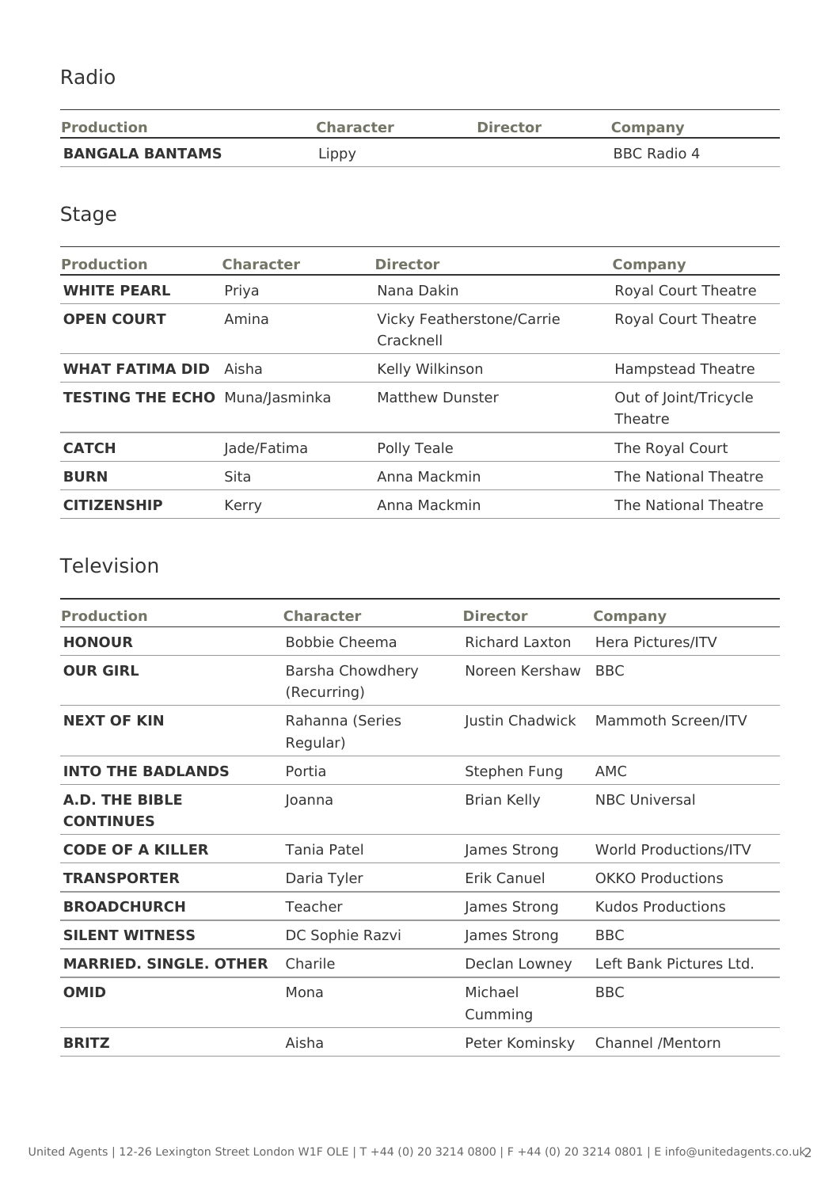## Radio

| Production | Character | Director | Company |
|---|---|---|---|
| **BANGALA BANTAMS** | Lippy | | BBC Radio 4 |

## Stage

| Production | Character | Director | Company |
|---|---|---|---|
| **WHITE PEARL** | Priya | Nana Dakin | Royal Court Theatre |
| **OPEN COURT** | Amina | Vicky Featherstone/Carrie Cracknell | Royal Court Theatre |
| **WHAT FATIMA DID** | Aisha | Kelly Wilkinson | Hampstead Theatre |
| **TESTING THE ECHO** | Muna/Jasminka | Matthew Dunster | Out of Joint/Tricycle Theatre |
| **CATCH** | Jade/Fatima | Polly Teale | The Royal Court |
| **BURN** | Sita | Anna Mackmin | The National Theatre |
| **CITIZENSHIP** | Kerry | Anna Mackmin | The National Theatre |

## Television

| Production | Character | Director | Company |
|---|---|---|---|
| **HONOUR** | Bobbie Cheema | Richard Laxton | Hera Pictures/ITV |
| **OUR GIRL** | Barsha Chowdhery (Recurring) | Noreen Kershaw | BBC |
| **NEXT OF KIN** | Rahanna (Series Regular) | Justin Chadwick | Mammoth Screen/ITV |
| **INTO THE BADLANDS** | Portia | Stephen Fung | AMC |
| **A.D. THE BIBLE CONTINUES** | Joanna | Brian Kelly | NBC Universal |
| **CODE OF A KILLER** | Tania Patel | James Strong | World Productions/ITV |
| **TRANSPORTER** | Daria Tyler | Erik Canuel | OKKO Productions |
| **BROADCHURCH** | Teacher | James Strong | Kudos Productions |
| **SILENT WITNESS** | DC Sophie Razvi | James Strong | BBC |
| **MARRIED. SINGLE. OTHER** | Charile | Declan Lowney | Left Bank Pictures Ltd. |
| **OMID** | Mona | Michael Cumming | BBC |
| **BRITZ** | Aisha | Peter Kominsky | Channel /Mentorn |